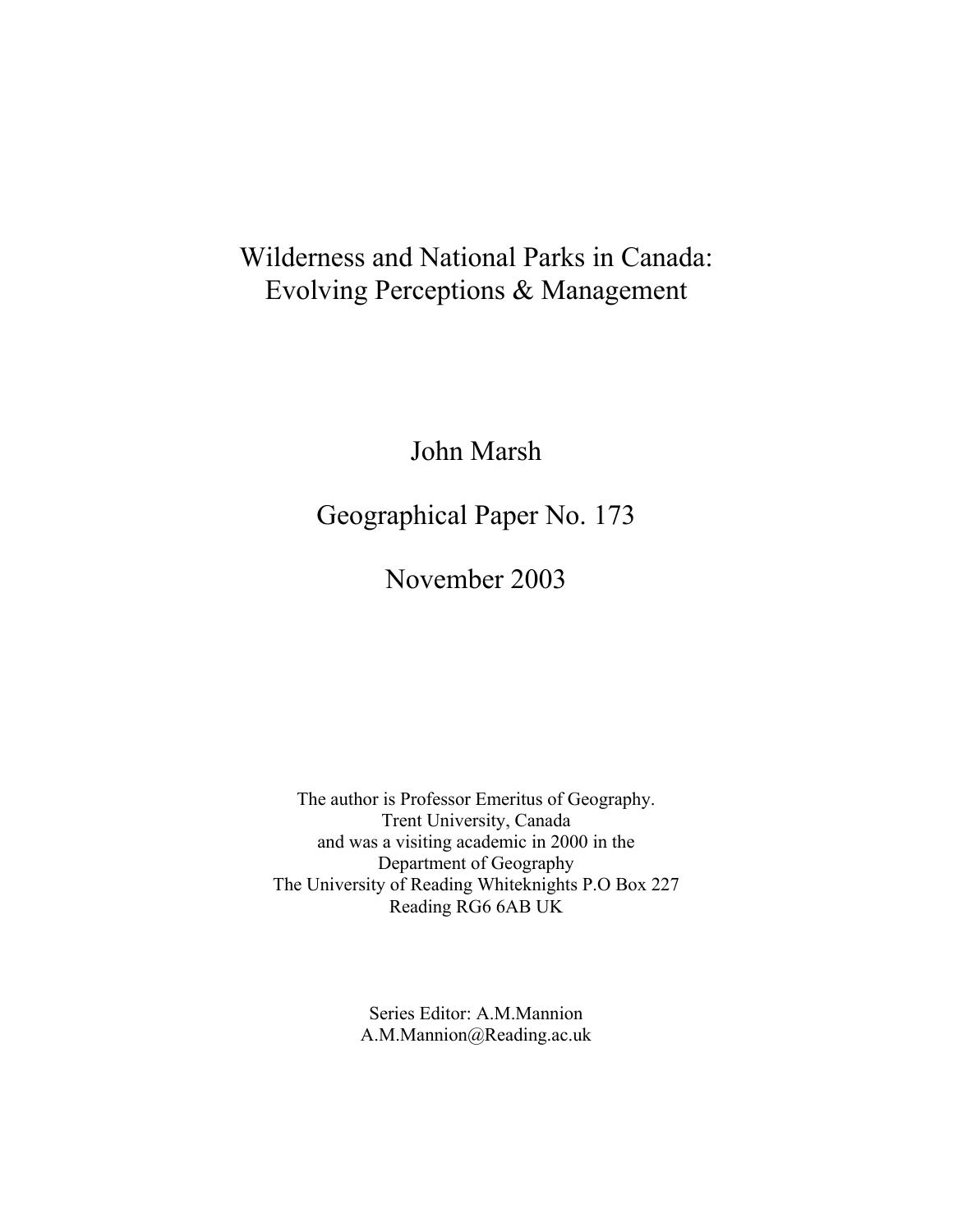# Wilderness and National Parks in Canada: Evolving Perceptions & Management

John Marsh

Geographical Paper No. 173

November 2003

The author is Professor Emeritus of Geography.
Trent University, Canada
and was a visiting academic in 2000 in the
Department of Geography
The University of Reading Whiteknights P.O Box 227
Reading RG6 6AB UK

Series Editor: A.M.Mannion
A.M.Mannion@Reading.ac.uk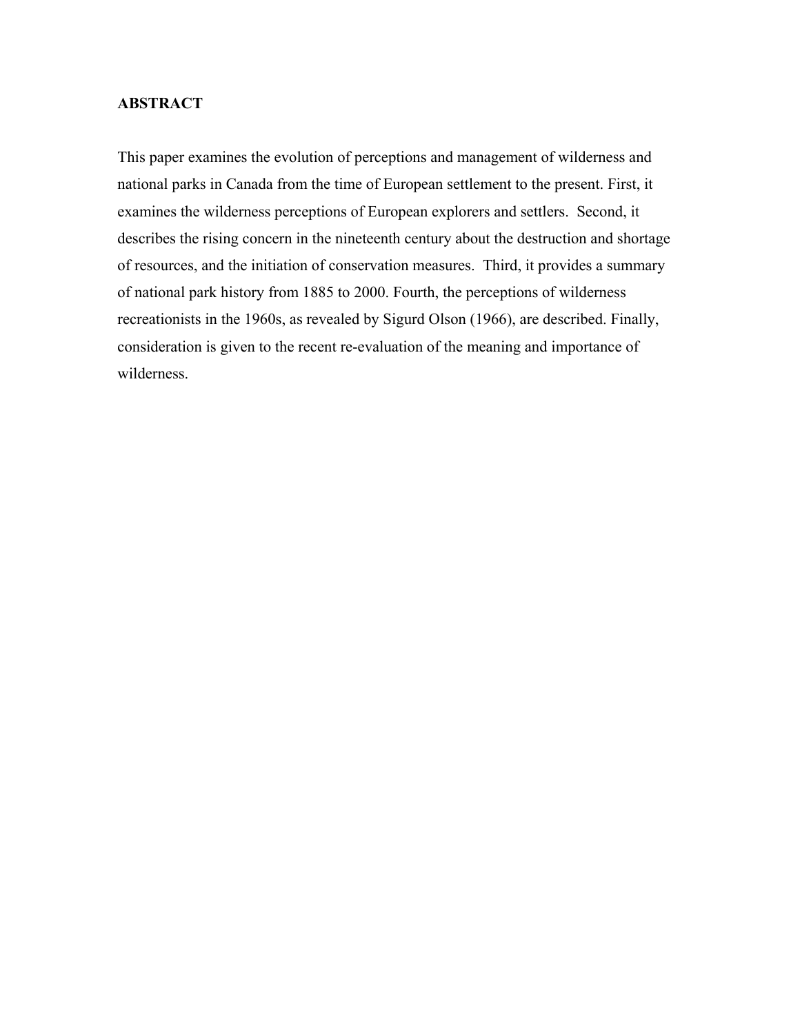## ABSTRACT

This paper examines the evolution of perceptions and management of wilderness and national parks in Canada from the time of European settlement to the present. First, it examines the wilderness perceptions of European explorers and settlers. Second, it describes the rising concern in the nineteenth century about the destruction and shortage of resources, and the initiation of conservation measures. Third, it provides a summary of national park history from 1885 to 2000. Fourth, the perceptions of wilderness recreationists in the 1960s, as revealed by Sigurd Olson (1966), are described. Finally, consideration is given to the recent re-evaluation of the meaning and importance of wilderness.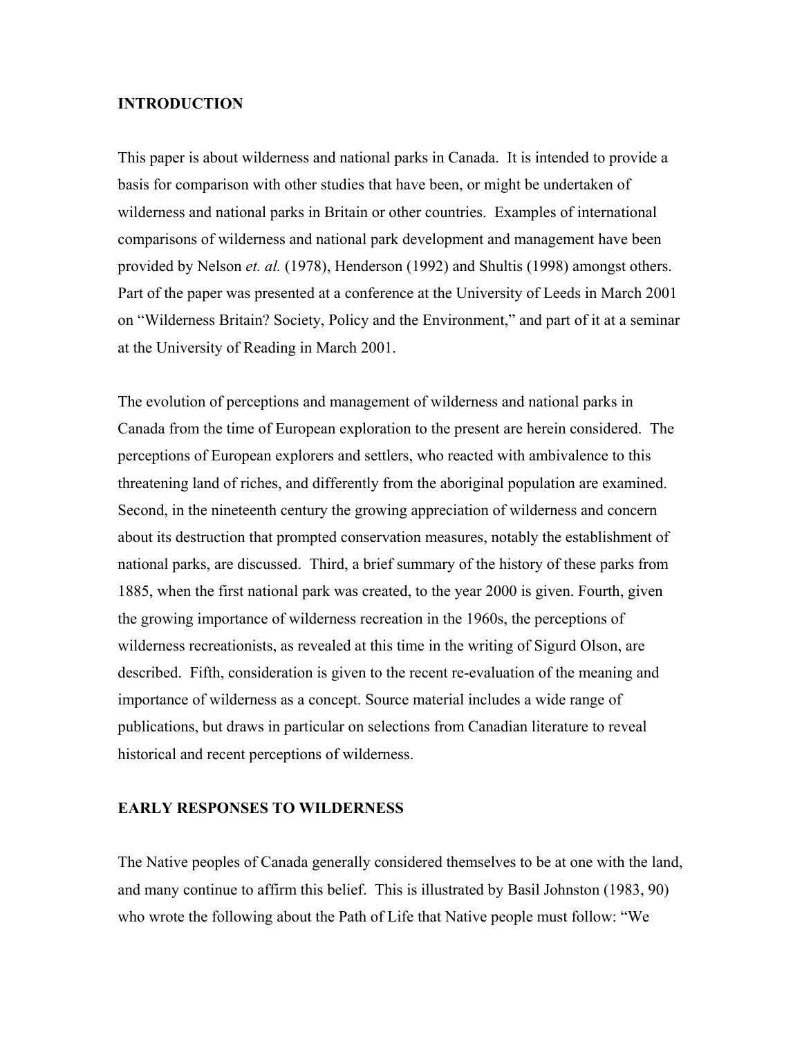## INTRODUCTION

This paper is about wilderness and national parks in Canada. It is intended to provide a basis for comparison with other studies that have been, or might be undertaken of wilderness and national parks in Britain or other countries. Examples of international comparisons of wilderness and national park development and management have been provided by Nelson *et. al.* (1978), Henderson (1992) and Shultis (1998) amongst others. Part of the paper was presented at a conference at the University of Leeds in March 2001 on "Wilderness Britain? Society, Policy and the Environment," and part of it at a seminar at the University of Reading in March 2001.

The evolution of perceptions and management of wilderness and national parks in Canada from the time of European exploration to the present are herein considered. The perceptions of European explorers and settlers, who reacted with ambivalence to this threatening land of riches, and differently from the aboriginal population are examined. Second, in the nineteenth century the growing appreciation of wilderness and concern about its destruction that prompted conservation measures, notably the establishment of national parks, are discussed. Third, a brief summary of the history of these parks from 1885, when the first national park was created, to the year 2000 is given. Fourth, given the growing importance of wilderness recreation in the 1960s, the perceptions of wilderness recreationists, as revealed at this time in the writing of Sigurd Olson, are described. Fifth, consideration is given to the recent re-evaluation of the meaning and importance of wilderness as a concept. Source material includes a wide range of publications, but draws in particular on selections from Canadian literature to reveal historical and recent perceptions of wilderness.

## EARLY RESPONSES TO WILDERNESS

The Native peoples of Canada generally considered themselves to be at one with the land, and many continue to affirm this belief. This is illustrated by Basil Johnston (1983, 90) who wrote the following about the Path of Life that Native people must follow: "We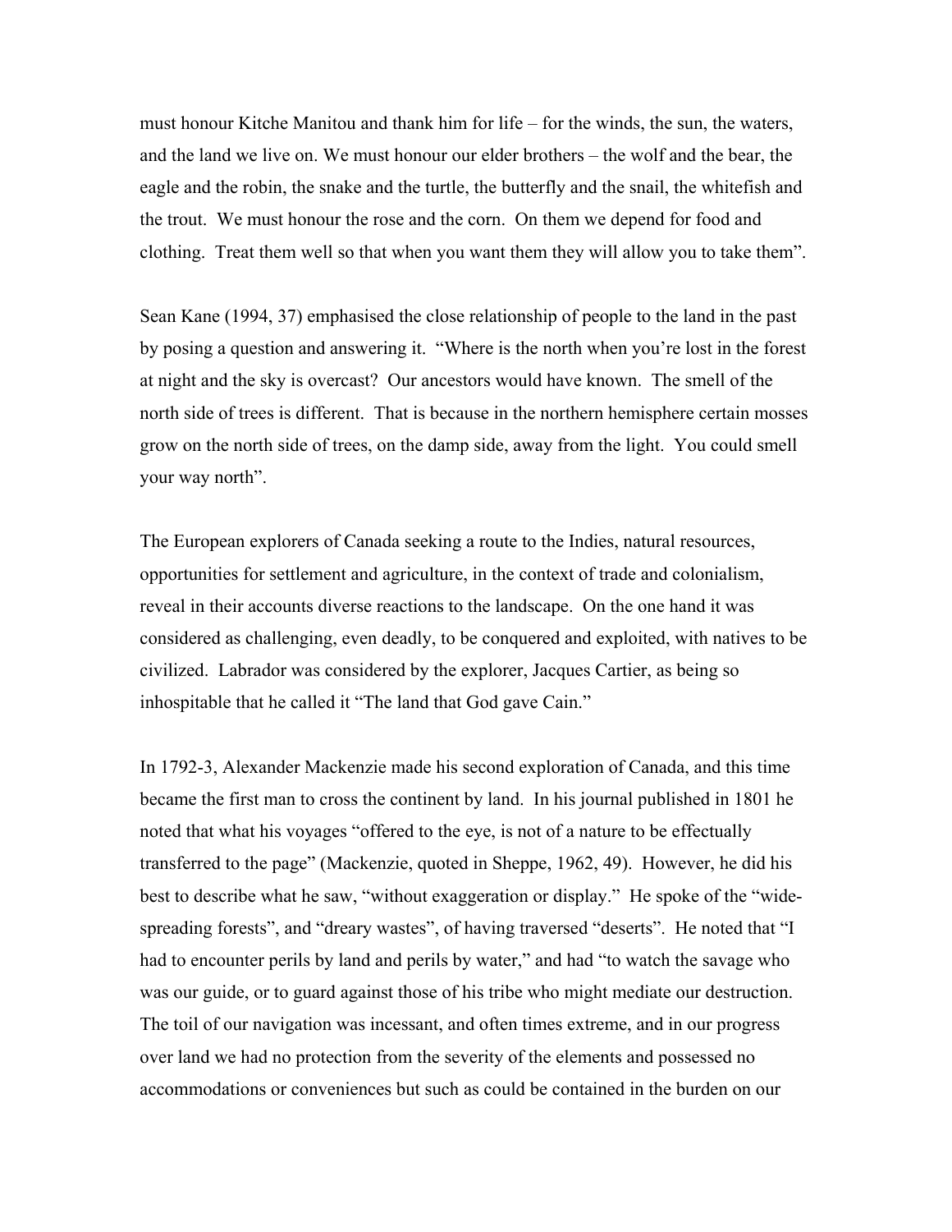must honour Kitche Manitou and thank him for life – for the winds, the sun, the waters, and the land we live on. We must honour our elder brothers – the wolf and the bear, the eagle and the robin, the snake and the turtle, the butterfly and the snail, the whitefish and the trout. We must honour the rose and the corn. On them we depend for food and clothing. Treat them well so that when you want them they will allow you to take them".

Sean Kane (1994, 37) emphasised the close relationship of people to the land in the past by posing a question and answering it. "Where is the north when you're lost in the forest at night and the sky is overcast? Our ancestors would have known. The smell of the north side of trees is different. That is because in the northern hemisphere certain mosses grow on the north side of trees, on the damp side, away from the light. You could smell your way north".

The European explorers of Canada seeking a route to the Indies, natural resources, opportunities for settlement and agriculture, in the context of trade and colonialism, reveal in their accounts diverse reactions to the landscape. On the one hand it was considered as challenging, even deadly, to be conquered and exploited, with natives to be civilized. Labrador was considered by the explorer, Jacques Cartier, as being so inhospitable that he called it "The land that God gave Cain."

In 1792-3, Alexander Mackenzie made his second exploration of Canada, and this time became the first man to cross the continent by land. In his journal published in 1801 he noted that what his voyages "offered to the eye, is not of a nature to be effectually transferred to the page" (Mackenzie, quoted in Sheppe, 1962, 49). However, he did his best to describe what he saw, "without exaggeration or display." He spoke of the "wide-spreading forests", and "dreary wastes", of having traversed "deserts". He noted that "I had to encounter perils by land and perils by water," and had "to watch the savage who was our guide, or to guard against those of his tribe who might mediate our destruction. The toil of our navigation was incessant, and often times extreme, and in our progress over land we had no protection from the severity of the elements and possessed no accommodations or conveniences but such as could be contained in the burden on our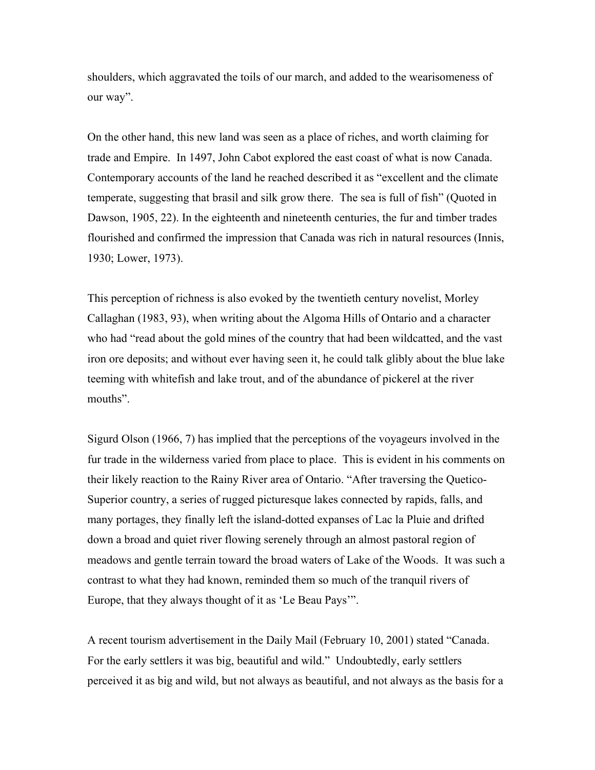shoulders, which aggravated the toils of our march, and added to the wearisomeness of our way".

On the other hand, this new land was seen as a place of riches, and worth claiming for trade and Empire. In 1497, John Cabot explored the east coast of what is now Canada. Contemporary accounts of the land he reached described it as "excellent and the climate temperate, suggesting that brasil and silk grow there. The sea is full of fish" (Quoted in Dawson, 1905, 22). In the eighteenth and nineteenth centuries, the fur and timber trades flourished and confirmed the impression that Canada was rich in natural resources (Innis, 1930; Lower, 1973).

This perception of richness is also evoked by the twentieth century novelist, Morley Callaghan (1983, 93), when writing about the Algoma Hills of Ontario and a character who had "read about the gold mines of the country that had been wildcatted, and the vast iron ore deposits; and without ever having seen it, he could talk glibly about the blue lake teeming with whitefish and lake trout, and of the abundance of pickerel at the river mouths".

Sigurd Olson (1966, 7) has implied that the perceptions of the voyageurs involved in the fur trade in the wilderness varied from place to place. This is evident in his comments on their likely reaction to the Rainy River area of Ontario. "After traversing the Quetico-Superior country, a series of rugged picturesque lakes connected by rapids, falls, and many portages, they finally left the island-dotted expanses of Lac la Pluie and drifted down a broad and quiet river flowing serenely through an almost pastoral region of meadows and gentle terrain toward the broad waters of Lake of the Woods. It was such a contrast to what they had known, reminded them so much of the tranquil rivers of Europe, that they always thought of it as 'Le Beau Pays'".

A recent tourism advertisement in the Daily Mail (February 10, 2001) stated "Canada. For the early settlers it was big, beautiful and wild." Undoubtedly, early settlers perceived it as big and wild, but not always as beautiful, and not always as the basis for a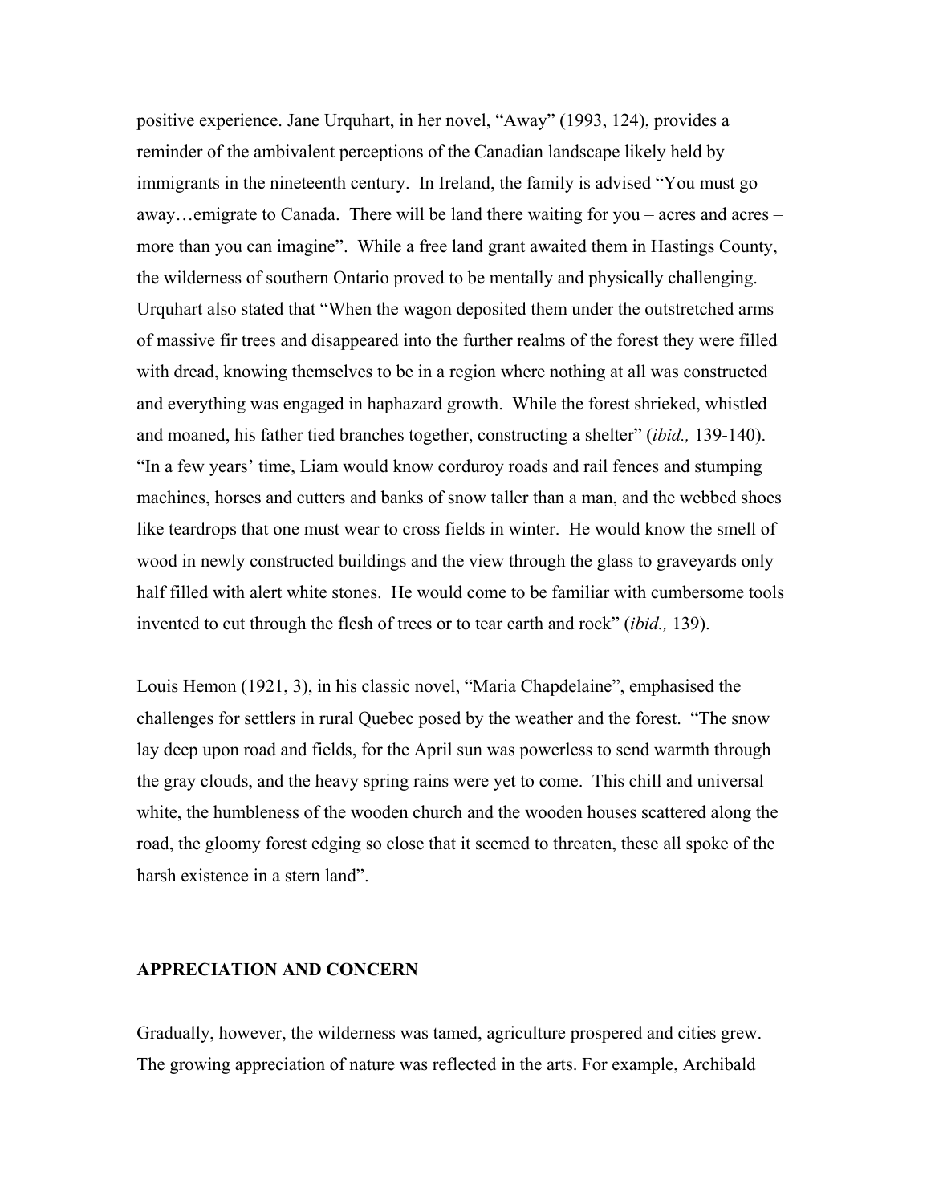positive experience. Jane Urquhart, in her novel, "Away" (1993, 124), provides a reminder of the ambivalent perceptions of the Canadian landscape likely held by immigrants in the nineteenth century. In Ireland, the family is advised "You must go away…emigrate to Canada. There will be land there waiting for you – acres and acres – more than you can imagine". While a free land grant awaited them in Hastings County, the wilderness of southern Ontario proved to be mentally and physically challenging. Urquhart also stated that "When the wagon deposited them under the outstretched arms of massive fir trees and disappeared into the further realms of the forest they were filled with dread, knowing themselves to be in a region where nothing at all was constructed and everything was engaged in haphazard growth. While the forest shrieked, whistled and moaned, his father tied branches together, constructing a shelter" (*ibid.,* 139-140). "In a few years' time, Liam would know corduroy roads and rail fences and stumping machines, horses and cutters and banks of snow taller than a man, and the webbed shoes like teardrops that one must wear to cross fields in winter. He would know the smell of wood in newly constructed buildings and the view through the glass to graveyards only half filled with alert white stones. He would come to be familiar with cumbersome tools invented to cut through the flesh of trees or to tear earth and rock" (*ibid.,* 139).

Louis Hemon (1921, 3), in his classic novel, "Maria Chapdelaine", emphasised the challenges for settlers in rural Quebec posed by the weather and the forest. "The snow lay deep upon road and fields, for the April sun was powerless to send warmth through the gray clouds, and the heavy spring rains were yet to come. This chill and universal white, the humbleness of the wooden church and the wooden houses scattered along the road, the gloomy forest edging so close that it seemed to threaten, these all spoke of the harsh existence in a stern land".

## APPRECIATION AND CONCERN

Gradually, however, the wilderness was tamed, agriculture prospered and cities grew. The growing appreciation of nature was reflected in the arts. For example, Archibald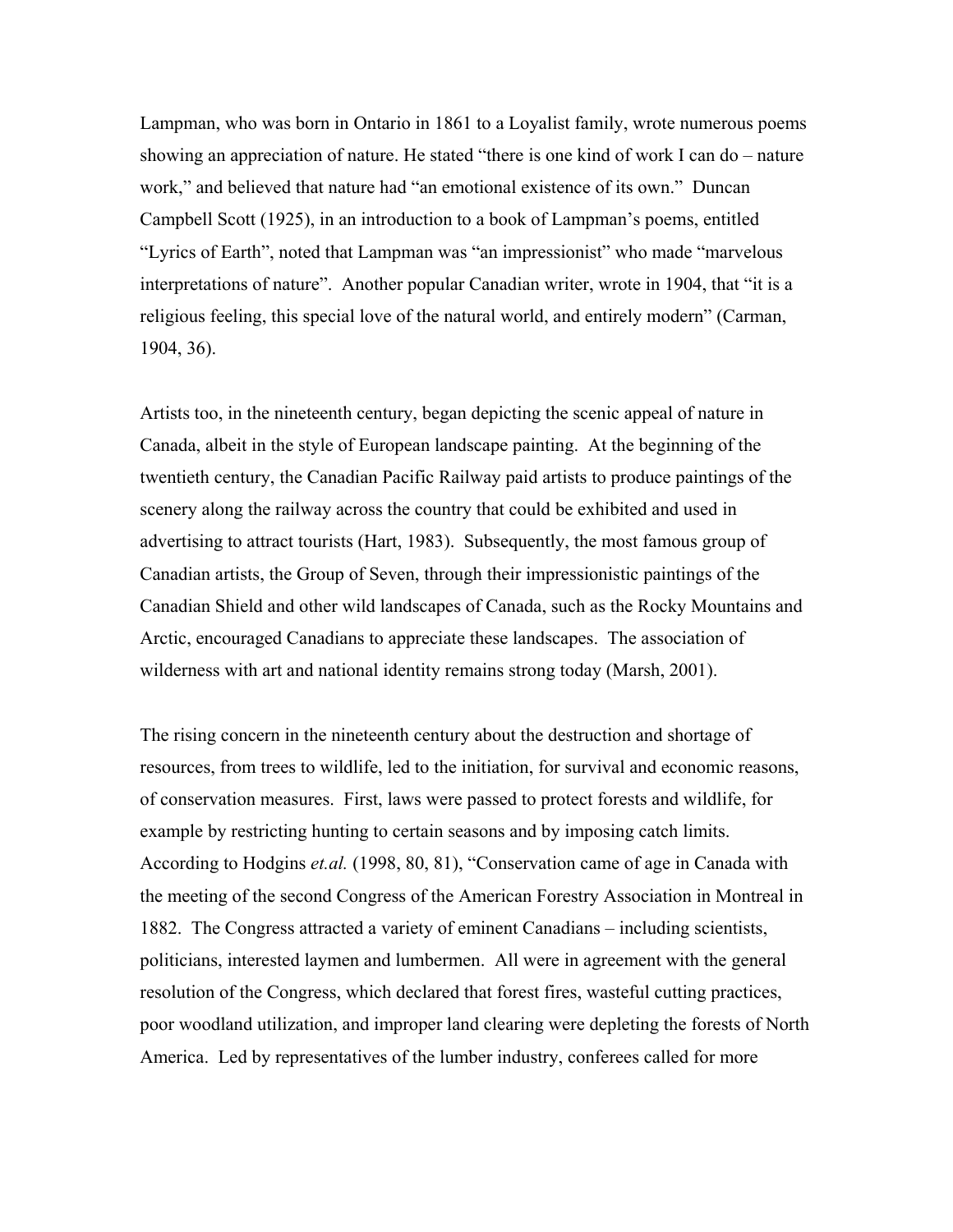Lampman, who was born in Ontario in 1861 to a Loyalist family, wrote numerous poems showing an appreciation of nature. He stated "there is one kind of work I can do – nature work," and believed that nature had "an emotional existence of its own." Duncan Campbell Scott (1925), in an introduction to a book of Lampman's poems, entitled "Lyrics of Earth", noted that Lampman was "an impressionist" who made "marvelous interpretations of nature". Another popular Canadian writer, wrote in 1904, that "it is a religious feeling, this special love of the natural world, and entirely modern" (Carman, 1904, 36).

Artists too, in the nineteenth century, began depicting the scenic appeal of nature in Canada, albeit in the style of European landscape painting. At the beginning of the twentieth century, the Canadian Pacific Railway paid artists to produce paintings of the scenery along the railway across the country that could be exhibited and used in advertising to attract tourists (Hart, 1983). Subsequently, the most famous group of Canadian artists, the Group of Seven, through their impressionistic paintings of the Canadian Shield and other wild landscapes of Canada, such as the Rocky Mountains and Arctic, encouraged Canadians to appreciate these landscapes. The association of wilderness with art and national identity remains strong today (Marsh, 2001).

The rising concern in the nineteenth century about the destruction and shortage of resources, from trees to wildlife, led to the initiation, for survival and economic reasons, of conservation measures. First, laws were passed to protect forests and wildlife, for example by restricting hunting to certain seasons and by imposing catch limits. According to Hodgins *et.al.* (1998, 80, 81), "Conservation came of age in Canada with the meeting of the second Congress of the American Forestry Association in Montreal in 1882. The Congress attracted a variety of eminent Canadians – including scientists, politicians, interested laymen and lumbermen. All were in agreement with the general resolution of the Congress, which declared that forest fires, wasteful cutting practices, poor woodland utilization, and improper land clearing were depleting the forests of North America. Led by representatives of the lumber industry, conferees called for more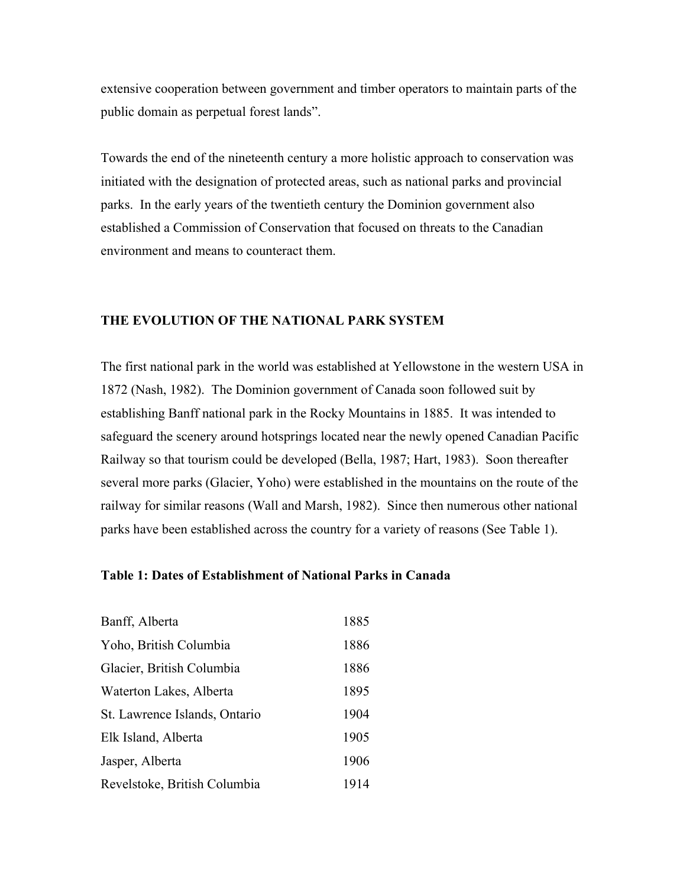extensive cooperation between government and timber operators to maintain parts of the public domain as perpetual forest lands".

Towards the end of the nineteenth century a more holistic approach to conservation was initiated with the designation of protected areas, such as national parks and provincial parks. In the early years of the twentieth century the Dominion government also established a Commission of Conservation that focused on threats to the Canadian environment and means to counteract them.

## THE EVOLUTION OF THE NATIONAL PARK SYSTEM

The first national park in the world was established at Yellowstone in the western USA in 1872 (Nash, 1982). The Dominion government of Canada soon followed suit by establishing Banff national park in the Rocky Mountains in 1885. It was intended to safeguard the scenery around hotsprings located near the newly opened Canadian Pacific Railway so that tourism could be developed (Bella, 1987; Hart, 1983). Soon thereafter several more parks (Glacier, Yoho) were established in the mountains on the route of the railway for similar reasons (Wall and Marsh, 1982). Since then numerous other national parks have been established across the country for a variety of reasons (See Table 1).

**Table 1: Dates of Establishment of National Parks in Canada**

| Park | Year |
|---|---|
| Banff, Alberta | 1885 |
| Yoho, British Columbia | 1886 |
| Glacier, British Columbia | 1886 |
| Waterton Lakes, Alberta | 1895 |
| St. Lawrence Islands, Ontario | 1904 |
| Elk Island, Alberta | 1905 |
| Jasper, Alberta | 1906 |
| Revelstoke, British Columbia | 1914 |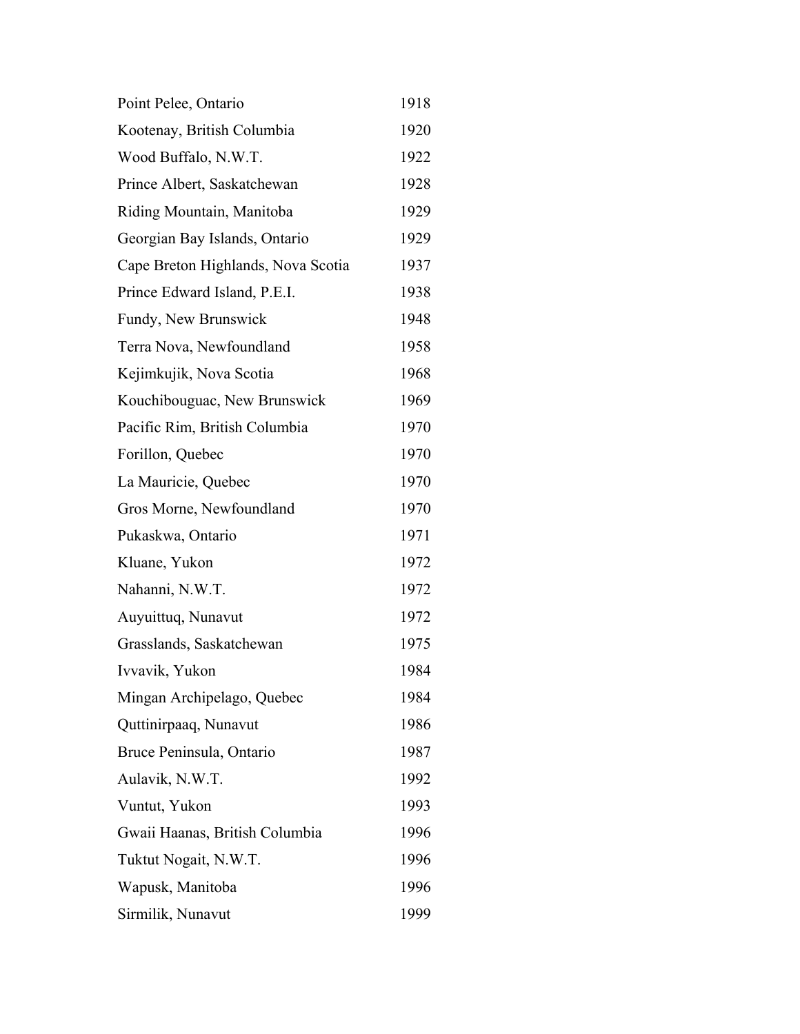| | |
|---|---|
| Point Pelee, Ontario | 1918 |
| Kootenay, British Columbia | 1920 |
| Wood Buffalo, N.W.T. | 1922 |
| Prince Albert, Saskatchewan | 1928 |
| Riding Mountain, Manitoba | 1929 |
| Georgian Bay Islands, Ontario | 1929 |
| Cape Breton Highlands, Nova Scotia | 1937 |
| Prince Edward Island, P.E.I. | 1938 |
| Fundy, New Brunswick | 1948 |
| Terra Nova, Newfoundland | 1958 |
| Kejimkujik, Nova Scotia | 1968 |
| Kouchibouguac, New Brunswick | 1969 |
| Pacific Rim, British Columbia | 1970 |
| Forillon, Quebec | 1970 |
| La Mauricie, Quebec | 1970 |
| Gros Morne, Newfoundland | 1970 |
| Pukaskwa, Ontario | 1971 |
| Kluane, Yukon | 1972 |
| Nahanni, N.W.T. | 1972 |
| Auyuittuq, Nunavut | 1972 |
| Grasslands, Saskatchewan | 1975 |
| Ivvavik, Yukon | 1984 |
| Mingan Archipelago, Quebec | 1984 |
| Quttinirpaaq, Nunavut | 1986 |
| Bruce Peninsula, Ontario | 1987 |
| Aulavik, N.W.T. | 1992 |
| Vuntut, Yukon | 1993 |
| Gwaii Haanas, British Columbia | 1996 |
| Tuktut Nogait, N.W.T. | 1996 |
| Wapusk, Manitoba | 1996 |
| Sirmilik, Nunavut | 1999 |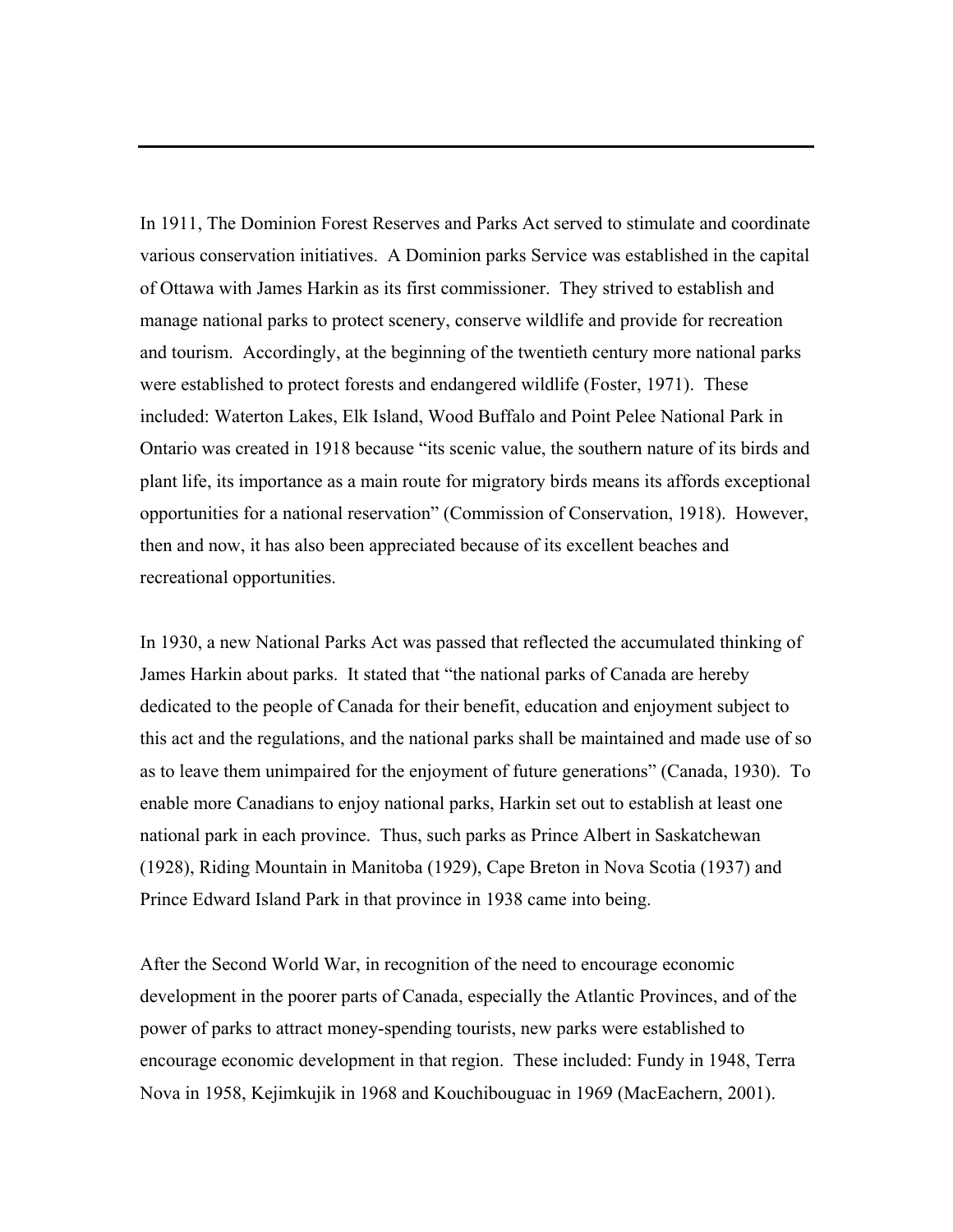In 1911, The Dominion Forest Reserves and Parks Act served to stimulate and coordinate various conservation initiatives. A Dominion parks Service was established in the capital of Ottawa with James Harkin as its first commissioner. They strived to establish and manage national parks to protect scenery, conserve wildlife and provide for recreation and tourism. Accordingly, at the beginning of the twentieth century more national parks were established to protect forests and endangered wildlife (Foster, 1971). These included: Waterton Lakes, Elk Island, Wood Buffalo and Point Pelee National Park in Ontario was created in 1918 because "its scenic value, the southern nature of its birds and plant life, its importance as a main route for migratory birds means its affords exceptional opportunities for a national reservation" (Commission of Conservation, 1918). However, then and now, it has also been appreciated because of its excellent beaches and recreational opportunities.

In 1930, a new National Parks Act was passed that reflected the accumulated thinking of James Harkin about parks. It stated that "the national parks of Canada are hereby dedicated to the people of Canada for their benefit, education and enjoyment subject to this act and the regulations, and the national parks shall be maintained and made use of so as to leave them unimpaired for the enjoyment of future generations" (Canada, 1930). To enable more Canadians to enjoy national parks, Harkin set out to establish at least one national park in each province. Thus, such parks as Prince Albert in Saskatchewan (1928), Riding Mountain in Manitoba (1929), Cape Breton in Nova Scotia (1937) and Prince Edward Island Park in that province in 1938 came into being.

After the Second World War, in recognition of the need to encourage economic development in the poorer parts of Canada, especially the Atlantic Provinces, and of the power of parks to attract money-spending tourists, new parks were established to encourage economic development in that region. These included: Fundy in 1948, Terra Nova in 1958, Kejimkujik in 1968 and Kouchibouguac in 1969 (MacEachern, 2001).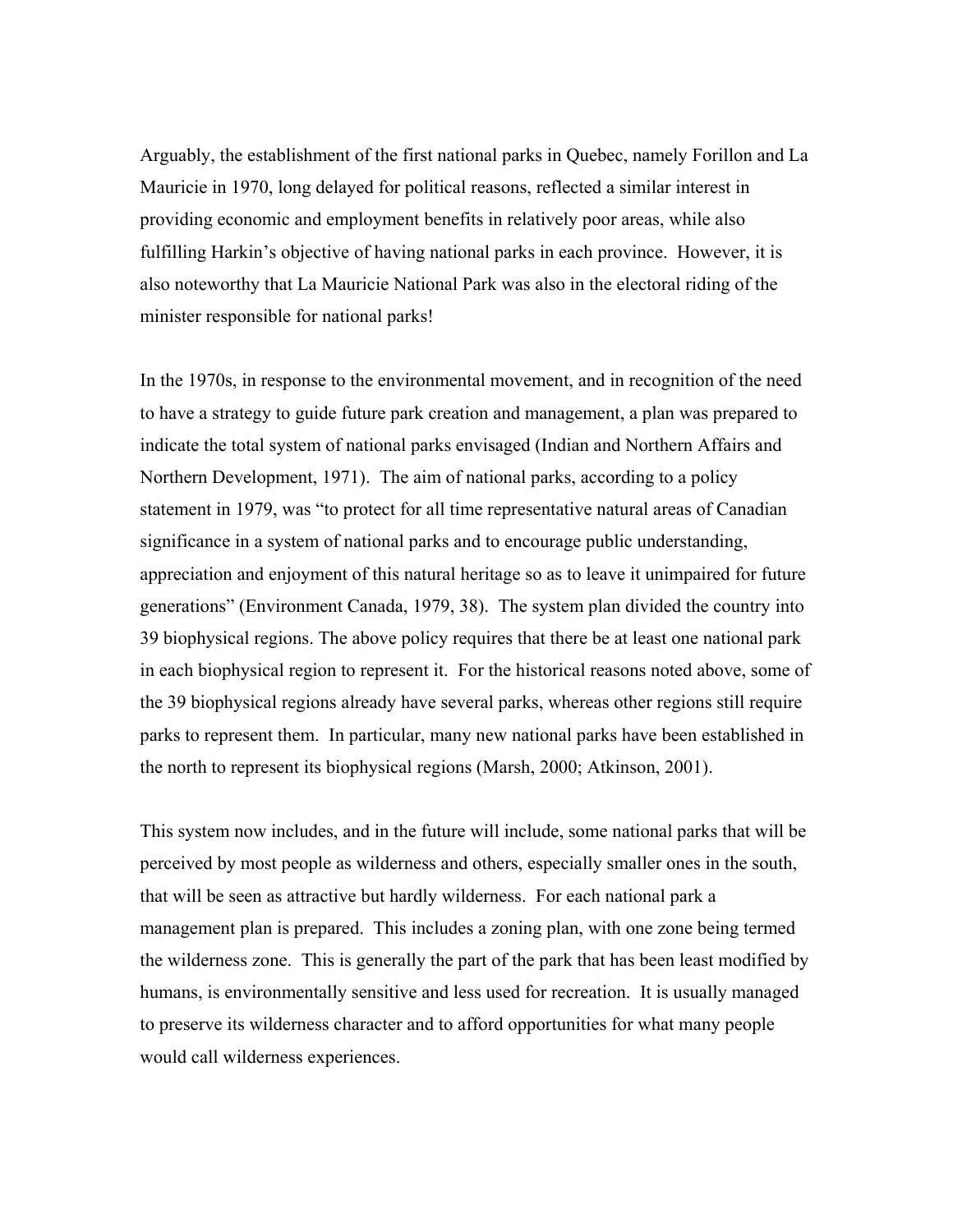Arguably, the establishment of the first national parks in Quebec, namely Forillon and La Mauricie in 1970, long delayed for political reasons, reflected a similar interest in providing economic and employment benefits in relatively poor areas, while also fulfilling Harkin's objective of having national parks in each province. However, it is also noteworthy that La Mauricie National Park was also in the electoral riding of the minister responsible for national parks!

In the 1970s, in response to the environmental movement, and in recognition of the need to have a strategy to guide future park creation and management, a plan was prepared to indicate the total system of national parks envisaged (Indian and Northern Affairs and Northern Development, 1971). The aim of national parks, according to a policy statement in 1979, was "to protect for all time representative natural areas of Canadian significance in a system of national parks and to encourage public understanding, appreciation and enjoyment of this natural heritage so as to leave it unimpaired for future generations" (Environment Canada, 1979, 38). The system plan divided the country into 39 biophysical regions. The above policy requires that there be at least one national park in each biophysical region to represent it. For the historical reasons noted above, some of the 39 biophysical regions already have several parks, whereas other regions still require parks to represent them. In particular, many new national parks have been established in the north to represent its biophysical regions (Marsh, 2000; Atkinson, 2001).

This system now includes, and in the future will include, some national parks that will be perceived by most people as wilderness and others, especially smaller ones in the south, that will be seen as attractive but hardly wilderness. For each national park a management plan is prepared. This includes a zoning plan, with one zone being termed the wilderness zone. This is generally the part of the park that has been least modified by humans, is environmentally sensitive and less used for recreation. It is usually managed to preserve its wilderness character and to afford opportunities for what many people would call wilderness experiences.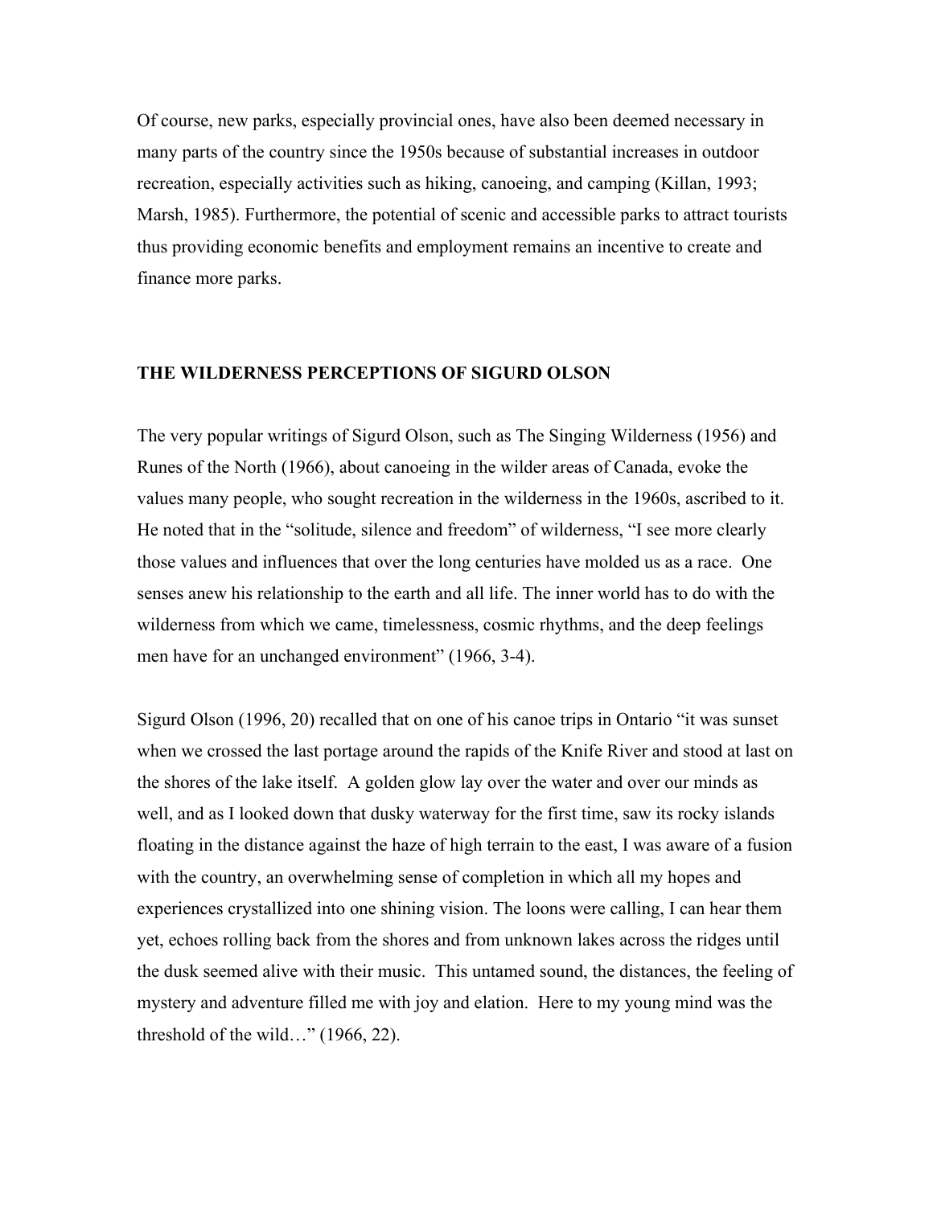Of course, new parks, especially provincial ones, have also been deemed necessary in many parts of the country since the 1950s because of substantial increases in outdoor recreation, especially activities such as hiking, canoeing, and camping (Killan, 1993; Marsh, 1985). Furthermore, the potential of scenic and accessible parks to attract tourists thus providing economic benefits and employment remains an incentive to create and finance more parks.

## THE WILDERNESS PERCEPTIONS OF SIGURD OLSON

The very popular writings of Sigurd Olson, such as The Singing Wilderness (1956) and Runes of the North (1966), about canoeing in the wilder areas of Canada, evoke the values many people, who sought recreation in the wilderness in the 1960s, ascribed to it. He noted that in the "solitude, silence and freedom" of wilderness, "I see more clearly those values and influences that over the long centuries have molded us as a race. One senses anew his relationship to the earth and all life. The inner world has to do with the wilderness from which we came, timelessness, cosmic rhythms, and the deep feelings men have for an unchanged environment" (1966, 3-4).

Sigurd Olson (1996, 20) recalled that on one of his canoe trips in Ontario "it was sunset when we crossed the last portage around the rapids of the Knife River and stood at last on the shores of the lake itself. A golden glow lay over the water and over our minds as well, and as I looked down that dusky waterway for the first time, saw its rocky islands floating in the distance against the haze of high terrain to the east, I was aware of a fusion with the country, an overwhelming sense of completion in which all my hopes and experiences crystallized into one shining vision. The loons were calling, I can hear them yet, echoes rolling back from the shores and from unknown lakes across the ridges until the dusk seemed alive with their music. This untamed sound, the distances, the feeling of mystery and adventure filled me with joy and elation. Here to my young mind was the threshold of the wild…" (1966, 22).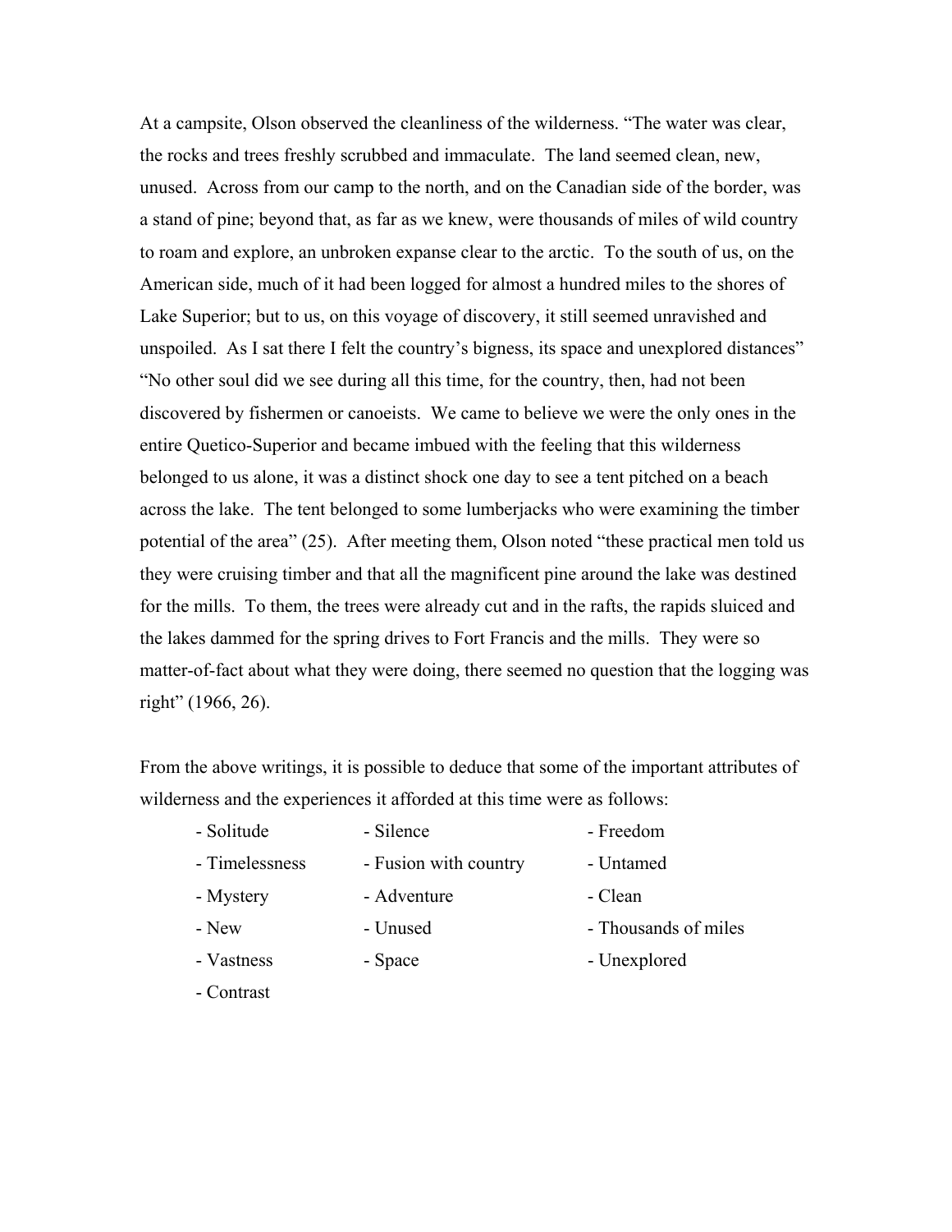At a campsite, Olson observed the cleanliness of the wilderness. "The water was clear, the rocks and trees freshly scrubbed and immaculate. The land seemed clean, new, unused. Across from our camp to the north, and on the Canadian side of the border, was a stand of pine; beyond that, as far as we knew, were thousands of miles of wild country to roam and explore, an unbroken expanse clear to the arctic. To the south of us, on the American side, much of it had been logged for almost a hundred miles to the shores of Lake Superior; but to us, on this voyage of discovery, it still seemed unravished and unspoiled. As I sat there I felt the country's bigness, its space and unexplored distances" "No other soul did we see during all this time, for the country, then, had not been discovered by fishermen or canoeists. We came to believe we were the only ones in the entire Quetico-Superior and became imbued with the feeling that this wilderness belonged to us alone, it was a distinct shock one day to see a tent pitched on a beach across the lake. The tent belonged to some lumberjacks who were examining the timber potential of the area" (25). After meeting them, Olson noted "these practical men told us they were cruising timber and that all the magnificent pine around the lake was destined for the mills. To them, the trees were already cut and in the rafts, the rapids sluiced and the lakes dammed for the spring drives to Fort Francis and the mills. They were so matter-of-fact about what they were doing, there seemed no question that the logging was right" (1966, 26).

From the above writings, it is possible to deduce that some of the important attributes of wilderness and the experiences it afforded at this time were as follows:

- Solitude
- Silence
- Freedom
- Timelessness
- Fusion with country
- Untamed
- Mystery
- Adventure
- Clean
- New
- Unused
- Thousands of miles
- Vastness
- Space
- Unexplored
- Contrast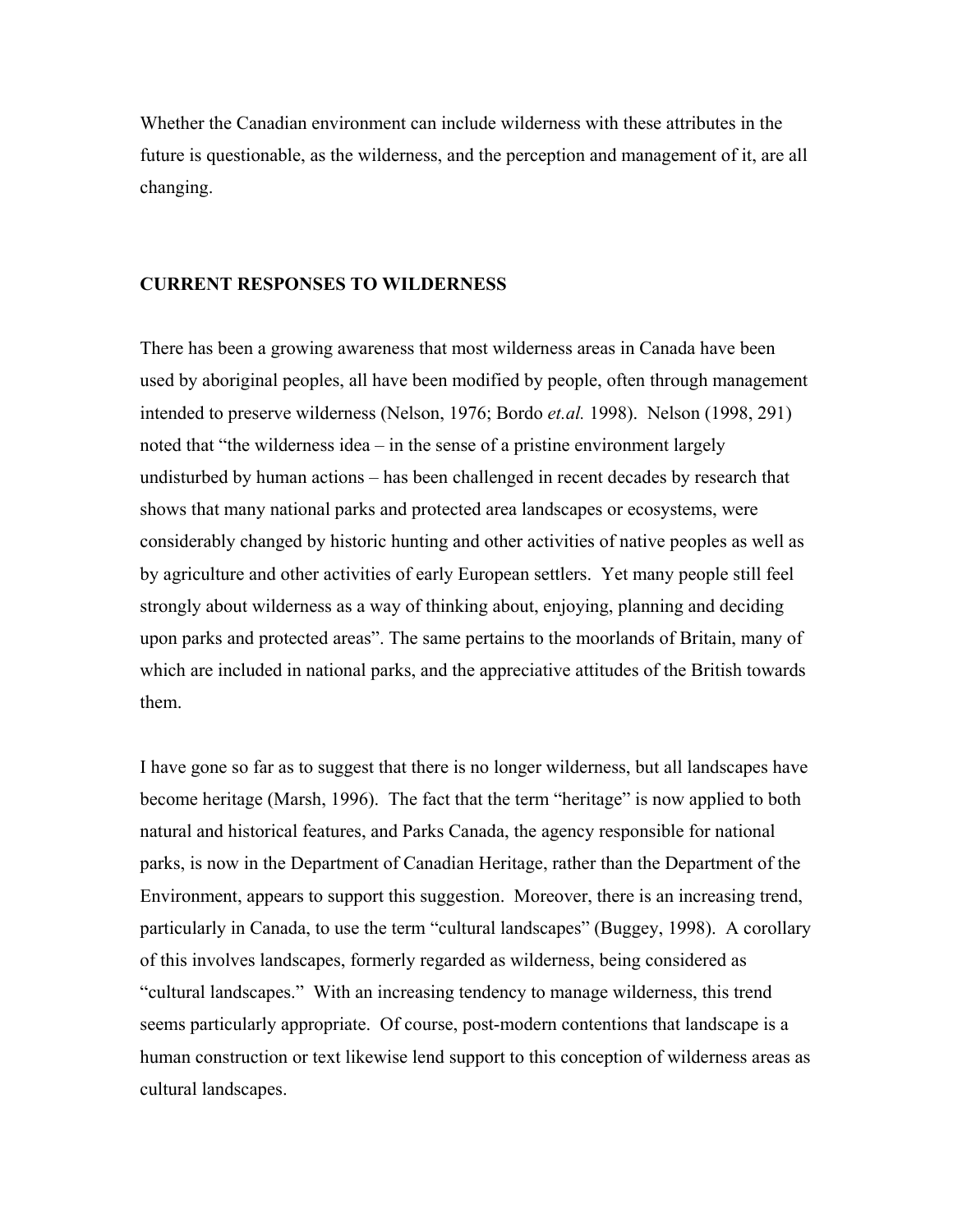Whether the Canadian environment can include wilderness with these attributes in the future is questionable, as the wilderness, and the perception and management of it, are all changing.

## CURRENT RESPONSES TO WILDERNESS

There has been a growing awareness that most wilderness areas in Canada have been used by aboriginal peoples, all have been modified by people, often through management intended to preserve wilderness (Nelson, 1976; Bordo *et.al.* 1998). Nelson (1998, 291) noted that "the wilderness idea – in the sense of a pristine environment largely undisturbed by human actions – has been challenged in recent decades by research that shows that many national parks and protected area landscapes or ecosystems, were considerably changed by historic hunting and other activities of native peoples as well as by agriculture and other activities of early European settlers. Yet many people still feel strongly about wilderness as a way of thinking about, enjoying, planning and deciding upon parks and protected areas". The same pertains to the moorlands of Britain, many of which are included in national parks, and the appreciative attitudes of the British towards them.

I have gone so far as to suggest that there is no longer wilderness, but all landscapes have become heritage (Marsh, 1996). The fact that the term "heritage" is now applied to both natural and historical features, and Parks Canada, the agency responsible for national parks, is now in the Department of Canadian Heritage, rather than the Department of the Environment, appears to support this suggestion. Moreover, there is an increasing trend, particularly in Canada, to use the term "cultural landscapes" (Buggey, 1998). A corollary of this involves landscapes, formerly regarded as wilderness, being considered as "cultural landscapes." With an increasing tendency to manage wilderness, this trend seems particularly appropriate. Of course, post-modern contentions that landscape is a human construction or text likewise lend support to this conception of wilderness areas as cultural landscapes.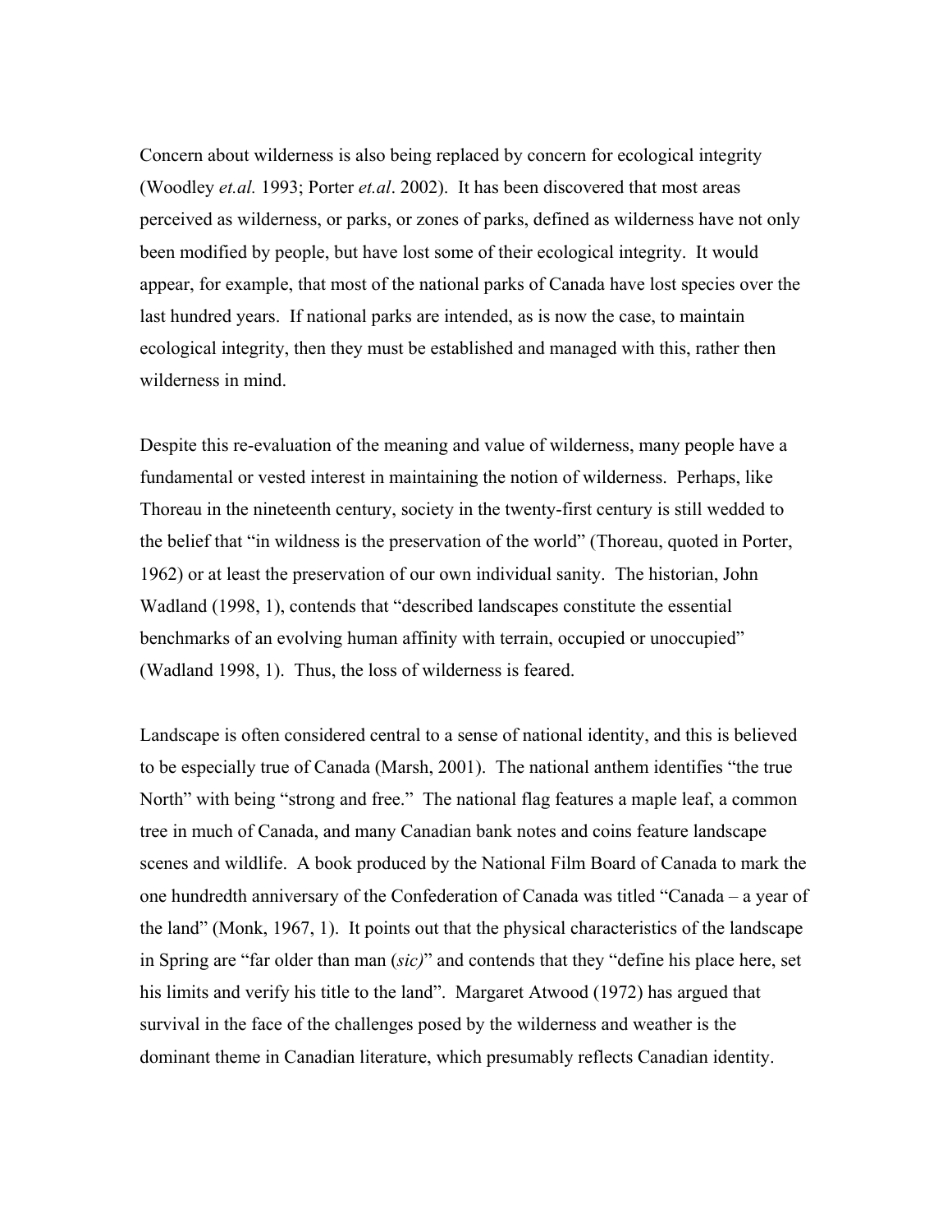Concern about wilderness is also being replaced by concern for ecological integrity (Woodley *et.al.* 1993; Porter *et.al*. 2002). It has been discovered that most areas perceived as wilderness, or parks, or zones of parks, defined as wilderness have not only been modified by people, but have lost some of their ecological integrity. It would appear, for example, that most of the national parks of Canada have lost species over the last hundred years. If national parks are intended, as is now the case, to maintain ecological integrity, then they must be established and managed with this, rather then wilderness in mind.

Despite this re-evaluation of the meaning and value of wilderness, many people have a fundamental or vested interest in maintaining the notion of wilderness. Perhaps, like Thoreau in the nineteenth century, society in the twenty-first century is still wedded to the belief that "in wildness is the preservation of the world" (Thoreau, quoted in Porter, 1962) or at least the preservation of our own individual sanity. The historian, John Wadland (1998, 1), contends that "described landscapes constitute the essential benchmarks of an evolving human affinity with terrain, occupied or unoccupied" (Wadland 1998, 1). Thus, the loss of wilderness is feared.

Landscape is often considered central to a sense of national identity, and this is believed to be especially true of Canada (Marsh, 2001). The national anthem identifies "the true North" with being "strong and free." The national flag features a maple leaf, a common tree in much of Canada, and many Canadian bank notes and coins feature landscape scenes and wildlife. A book produced by the National Film Board of Canada to mark the one hundredth anniversary of the Confederation of Canada was titled "Canada – a year of the land" (Monk, 1967, 1). It points out that the physical characteristics of the landscape in Spring are "far older than man (*sic)*" and contends that they "define his place here, set his limits and verify his title to the land". Margaret Atwood (1972) has argued that survival in the face of the challenges posed by the wilderness and weather is the dominant theme in Canadian literature, which presumably reflects Canadian identity.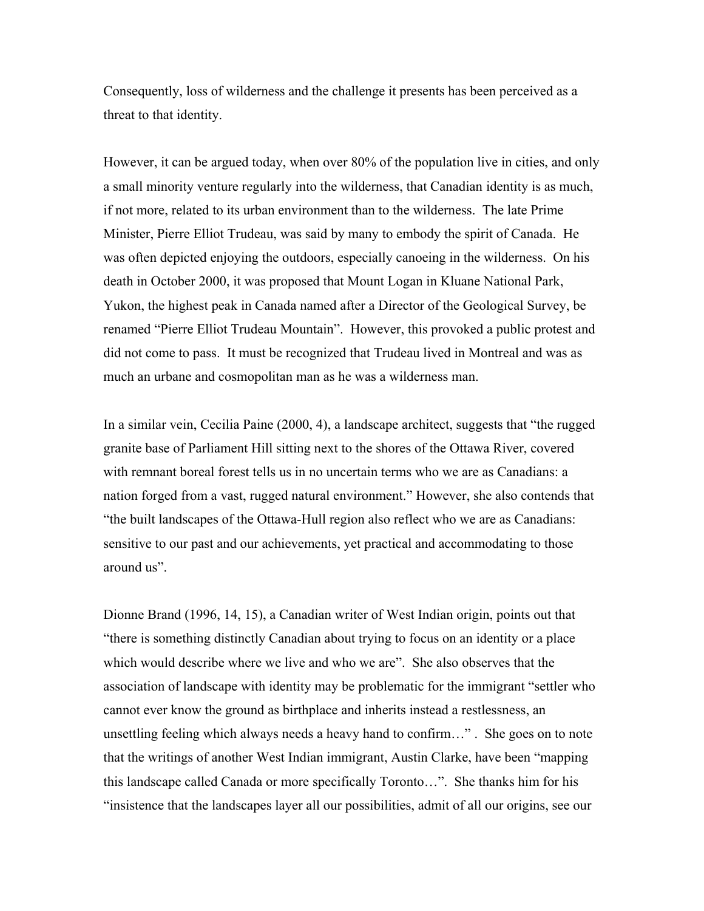Consequently, loss of wilderness and the challenge it presents has been perceived as a threat to that identity.

However, it can be argued today, when over 80% of the population live in cities, and only a small minority venture regularly into the wilderness, that Canadian identity is as much, if not more, related to its urban environment than to the wilderness. The late Prime Minister, Pierre Elliot Trudeau, was said by many to embody the spirit of Canada. He was often depicted enjoying the outdoors, especially canoeing in the wilderness. On his death in October 2000, it was proposed that Mount Logan in Kluane National Park, Yukon, the highest peak in Canada named after a Director of the Geological Survey, be renamed "Pierre Elliot Trudeau Mountain". However, this provoked a public protest and did not come to pass. It must be recognized that Trudeau lived in Montreal and was as much an urbane and cosmopolitan man as he was a wilderness man.

In a similar vein, Cecilia Paine (2000, 4), a landscape architect, suggests that "the rugged granite base of Parliament Hill sitting next to the shores of the Ottawa River, covered with remnant boreal forest tells us in no uncertain terms who we are as Canadians: a nation forged from a vast, rugged natural environment." However, she also contends that "the built landscapes of the Ottawa-Hull region also reflect who we are as Canadians: sensitive to our past and our achievements, yet practical and accommodating to those around us".

Dionne Brand (1996, 14, 15), a Canadian writer of West Indian origin, points out that "there is something distinctly Canadian about trying to focus on an identity or a place which would describe where we live and who we are". She also observes that the association of landscape with identity may be problematic for the immigrant "settler who cannot ever know the ground as birthplace and inherits instead a restlessness, an unsettling feeling which always needs a heavy hand to confirm…" . She goes on to note that the writings of another West Indian immigrant, Austin Clarke, have been "mapping this landscape called Canada or more specifically Toronto…". She thanks him for his "insistence that the landscapes layer all our possibilities, admit of all our origins, see our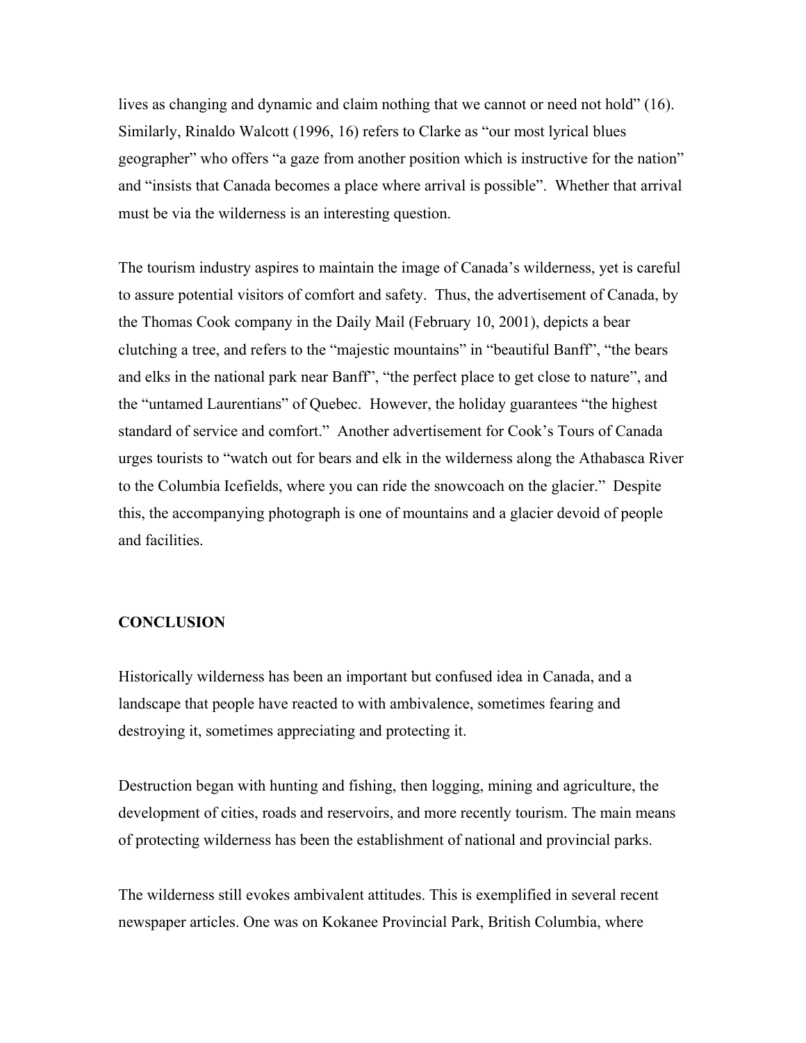lives as changing and dynamic and claim nothing that we cannot or need not hold" (16). Similarly, Rinaldo Walcott (1996, 16) refers to Clarke as "our most lyrical blues geographer" who offers "a gaze from another position which is instructive for the nation" and "insists that Canada becomes a place where arrival is possible". Whether that arrival must be via the wilderness is an interesting question.

The tourism industry aspires to maintain the image of Canada's wilderness, yet is careful to assure potential visitors of comfort and safety. Thus, the advertisement of Canada, by the Thomas Cook company in the Daily Mail (February 10, 2001), depicts a bear clutching a tree, and refers to the "majestic mountains" in "beautiful Banff", "the bears and elks in the national park near Banff", "the perfect place to get close to nature", and the "untamed Laurentians" of Quebec. However, the holiday guarantees "the highest standard of service and comfort." Another advertisement for Cook's Tours of Canada urges tourists to "watch out for bears and elk in the wilderness along the Athabasca River to the Columbia Icefields, where you can ride the snowcoach on the glacier." Despite this, the accompanying photograph is one of mountains and a glacier devoid of people and facilities.

## CONCLUSION

Historically wilderness has been an important but confused idea in Canada, and a landscape that people have reacted to with ambivalence, sometimes fearing and destroying it, sometimes appreciating and protecting it.

Destruction began with hunting and fishing, then logging, mining and agriculture, the development of cities, roads and reservoirs, and more recently tourism. The main means of protecting wilderness has been the establishment of national and provincial parks.

The wilderness still evokes ambivalent attitudes. This is exemplified in several recent newspaper articles. One was on Kokanee Provincial Park, British Columbia, where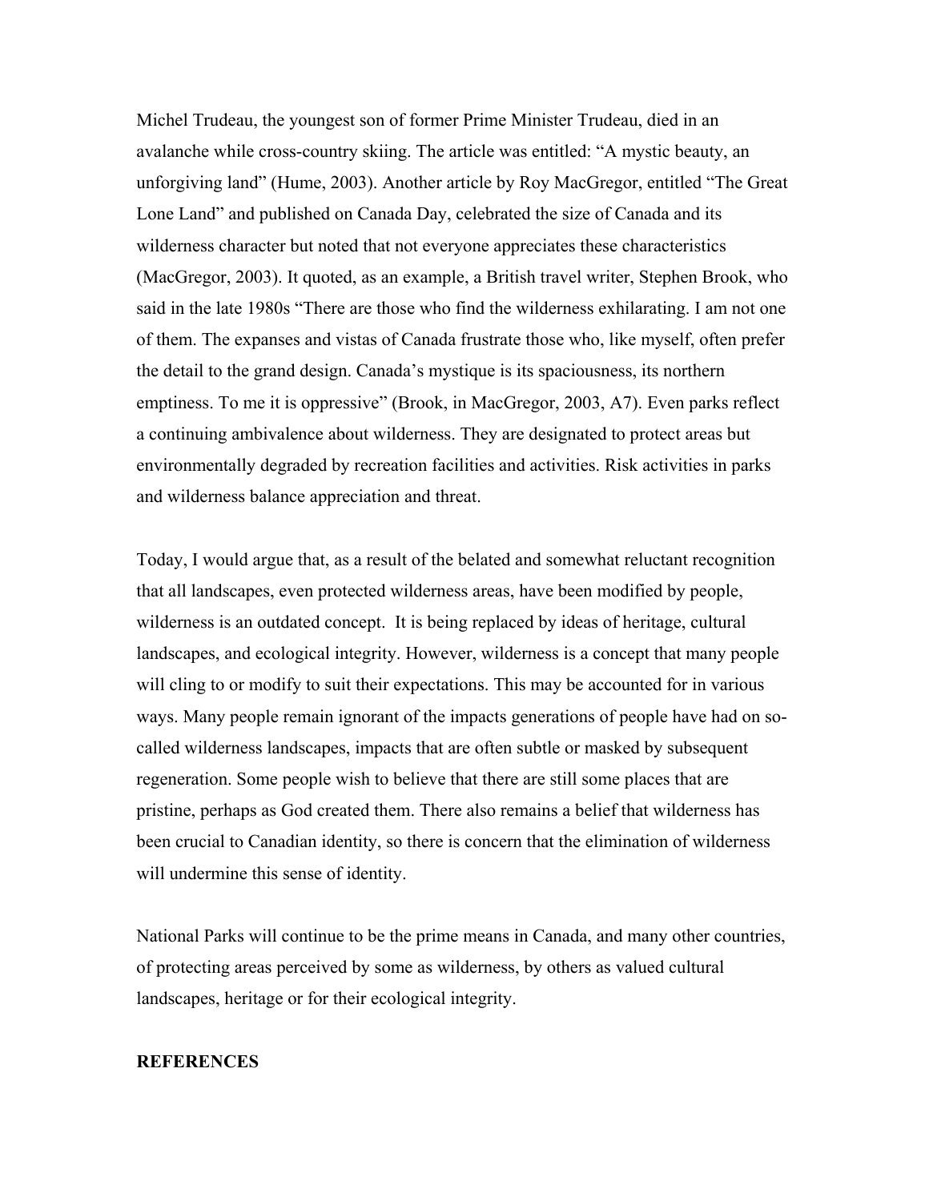Michel Trudeau, the youngest son of former Prime Minister Trudeau, died in an avalanche while cross-country skiing. The article was entitled: "A mystic beauty, an unforgiving land" (Hume, 2003). Another article by Roy MacGregor, entitled "The Great Lone Land" and published on Canada Day, celebrated the size of Canada and its wilderness character but noted that not everyone appreciates these characteristics (MacGregor, 2003). It quoted, as an example, a British travel writer, Stephen Brook, who said in the late 1980s "There are those who find the wilderness exhilarating. I am not one of them. The expanses and vistas of Canada frustrate those who, like myself, often prefer the detail to the grand design. Canada's mystique is its spaciousness, its northern emptiness. To me it is oppressive" (Brook, in MacGregor, 2003, A7). Even parks reflect a continuing ambivalence about wilderness. They are designated to protect areas but environmentally degraded by recreation facilities and activities. Risk activities in parks and wilderness balance appreciation and threat.

Today, I would argue that, as a result of the belated and somewhat reluctant recognition that all landscapes, even protected wilderness areas, have been modified by people, wilderness is an outdated concept. It is being replaced by ideas of heritage, cultural landscapes, and ecological integrity. However, wilderness is a concept that many people will cling to or modify to suit their expectations. This may be accounted for in various ways. Many people remain ignorant of the impacts generations of people have had on so-called wilderness landscapes, impacts that are often subtle or masked by subsequent regeneration. Some people wish to believe that there are still some places that are pristine, perhaps as God created them. There also remains a belief that wilderness has been crucial to Canadian identity, so there is concern that the elimination of wilderness will undermine this sense of identity.

National Parks will continue to be the prime means in Canada, and many other countries, of protecting areas perceived by some as wilderness, by others as valued cultural landscapes, heritage or for their ecological integrity.

## REFERENCES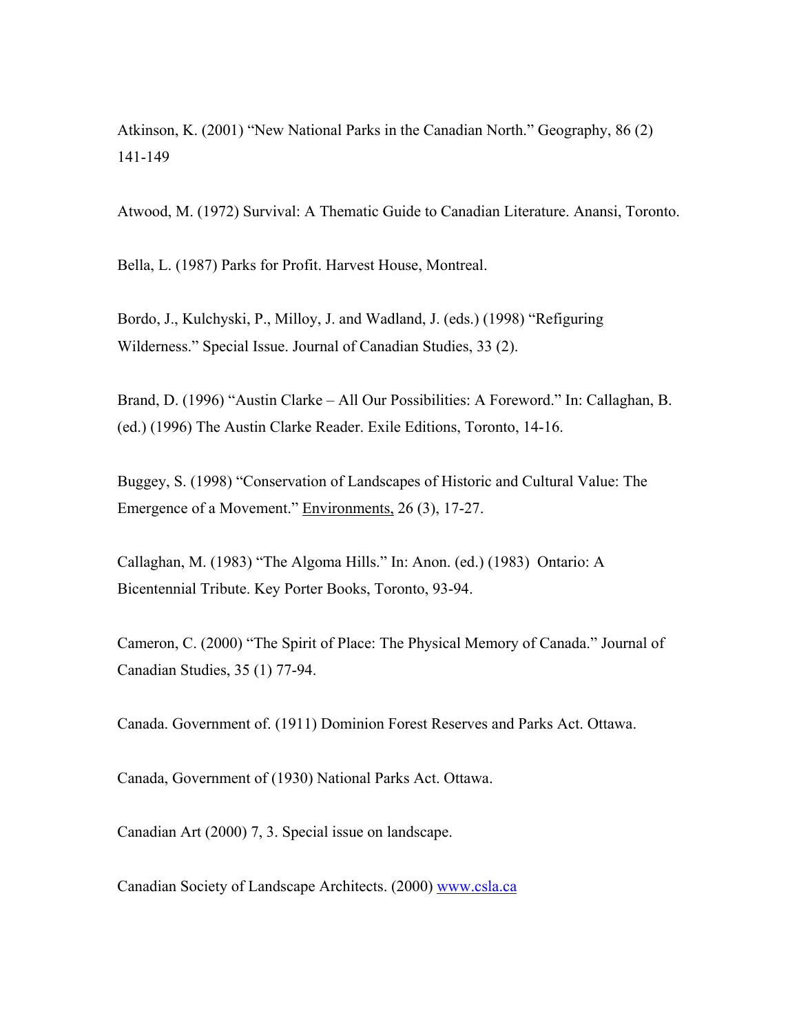Atkinson, K. (2001) “New National Parks in the Canadian North.” Geography, 86 (2) 141-149

Atwood, M. (1972) Survival: A Thematic Guide to Canadian Literature. Anansi, Toronto.

Bella, L. (1987) Parks for Profit. Harvest House, Montreal.

Bordo, J., Kulchyski, P., Milloy, J. and Wadland, J. (eds.) (1998) “Refiguring Wilderness.” Special Issue. Journal of Canadian Studies, 33 (2).

Brand, D. (1996) “Austin Clarke – All Our Possibilities: A Foreword.” In: Callaghan, B. (ed.) (1996) The Austin Clarke Reader. Exile Editions, Toronto, 14-16.

Buggey, S. (1998) “Conservation of Landscapes of Historic and Cultural Value: The Emergence of a Movement.” Environments, 26 (3), 17-27.

Callaghan, M. (1983) “The Algoma Hills.” In: Anon. (ed.) (1983) Ontario: A Bicentennial Tribute. Key Porter Books, Toronto, 93-94.

Cameron, C. (2000) “The Spirit of Place: The Physical Memory of Canada.” Journal of Canadian Studies, 35 (1) 77-94.

Canada. Government of. (1911) Dominion Forest Reserves and Parks Act. Ottawa.

Canada, Government of (1930) National Parks Act. Ottawa.

Canadian Art (2000) 7, 3. Special issue on landscape.

Canadian Society of Landscape Architects. (2000) www.csla.ca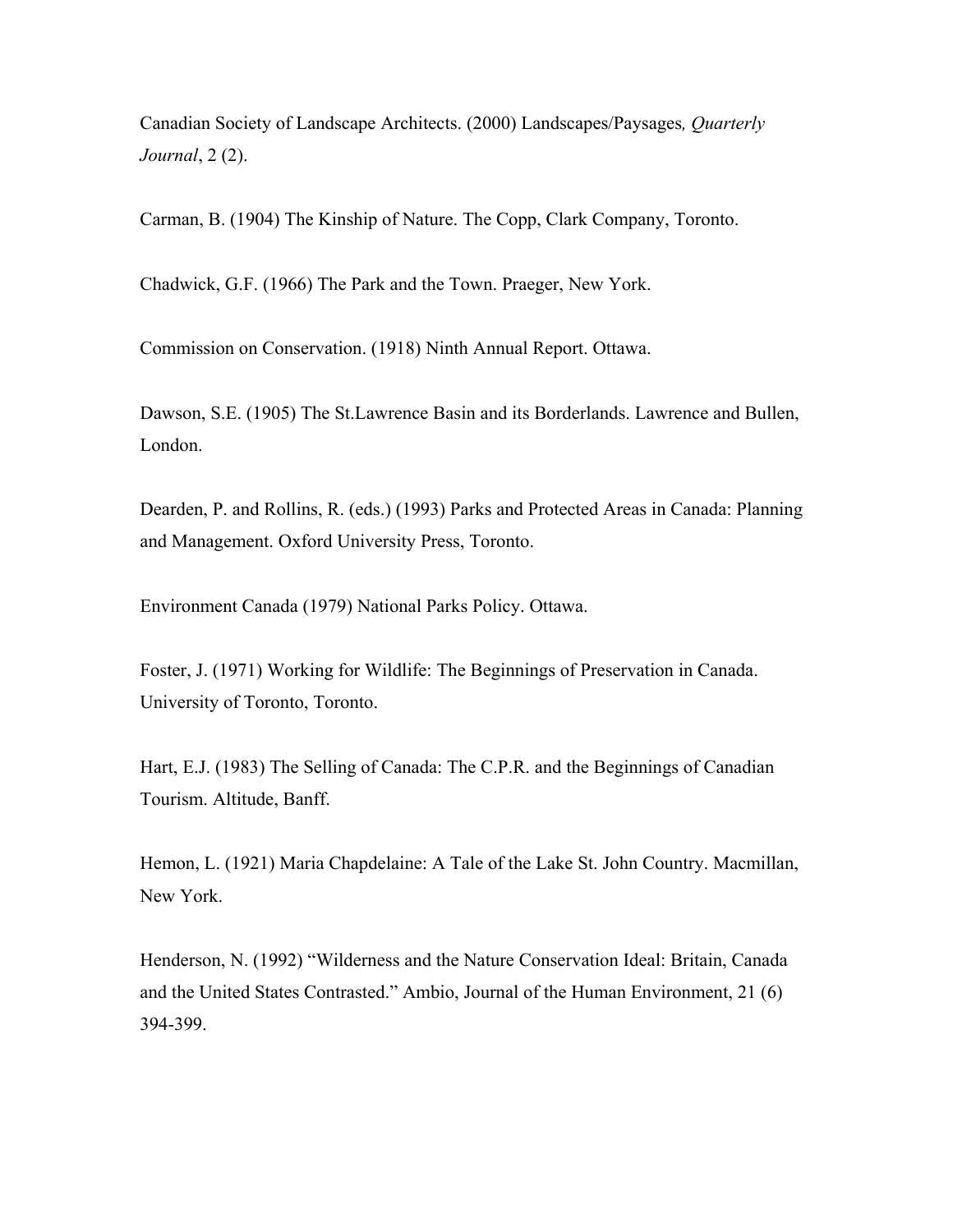Canadian Society of Landscape Architects. (2000) Landscapes/Paysages*, Quarterly Journal*, 2 (2).

Carman, B. (1904) The Kinship of Nature. The Copp, Clark Company, Toronto.

Chadwick, G.F. (1966) The Park and the Town. Praeger, New York.

Commission on Conservation. (1918) Ninth Annual Report. Ottawa.

Dawson, S.E. (1905) The St.Lawrence Basin and its Borderlands. Lawrence and Bullen, London.

Dearden, P. and Rollins, R. (eds.) (1993) Parks and Protected Areas in Canada: Planning and Management. Oxford University Press, Toronto.

Environment Canada (1979) National Parks Policy. Ottawa.

Foster, J. (1971) Working for Wildlife: The Beginnings of Preservation in Canada. University of Toronto, Toronto.

Hart, E.J. (1983) The Selling of Canada: The C.P.R. and the Beginnings of Canadian Tourism. Altitude, Banff.

Hemon, L. (1921) Maria Chapdelaine: A Tale of the Lake St. John Country. Macmillan, New York.

Henderson, N. (1992) "Wilderness and the Nature Conservation Ideal: Britain, Canada and the United States Contrasted." Ambio, Journal of the Human Environment, 21 (6) 394-399.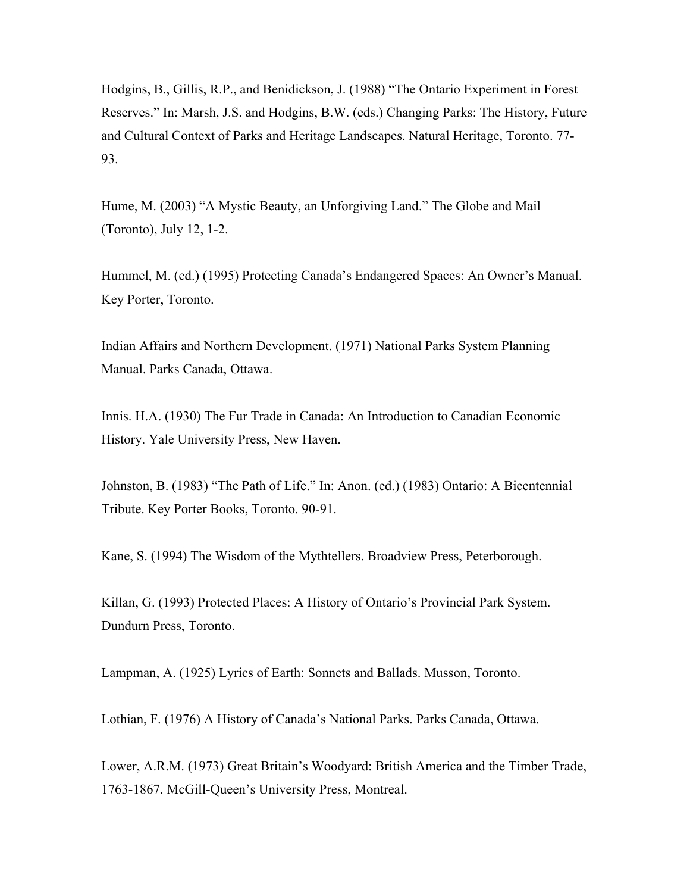Hodgins, B., Gillis, R.P., and Benidickson, J. (1988) "The Ontario Experiment in Forest Reserves." In: Marsh, J.S. and Hodgins, B.W. (eds.) Changing Parks: The History, Future and Cultural Context of Parks and Heritage Landscapes. Natural Heritage, Toronto. 77-93.

Hume, M. (2003) "A Mystic Beauty, an Unforgiving Land." The Globe and Mail (Toronto), July 12, 1-2.

Hummel, M. (ed.) (1995) Protecting Canada's Endangered Spaces: An Owner's Manual. Key Porter, Toronto.

Indian Affairs and Northern Development. (1971) National Parks System Planning Manual. Parks Canada, Ottawa.

Innis. H.A. (1930) The Fur Trade in Canada: An Introduction to Canadian Economic History. Yale University Press, New Haven.

Johnston, B. (1983) "The Path of Life." In: Anon. (ed.) (1983) Ontario: A Bicentennial Tribute. Key Porter Books, Toronto. 90-91.

Kane, S. (1994) The Wisdom of the Mythtellers. Broadview Press, Peterborough.

Killan, G. (1993) Protected Places: A History of Ontario's Provincial Park System. Dundurn Press, Toronto.

Lampman, A. (1925) Lyrics of Earth: Sonnets and Ballads. Musson, Toronto.

Lothian, F. (1976) A History of Canada's National Parks. Parks Canada, Ottawa.

Lower, A.R.M. (1973) Great Britain's Woodyard: British America and the Timber Trade, 1763-1867. McGill-Queen's University Press, Montreal.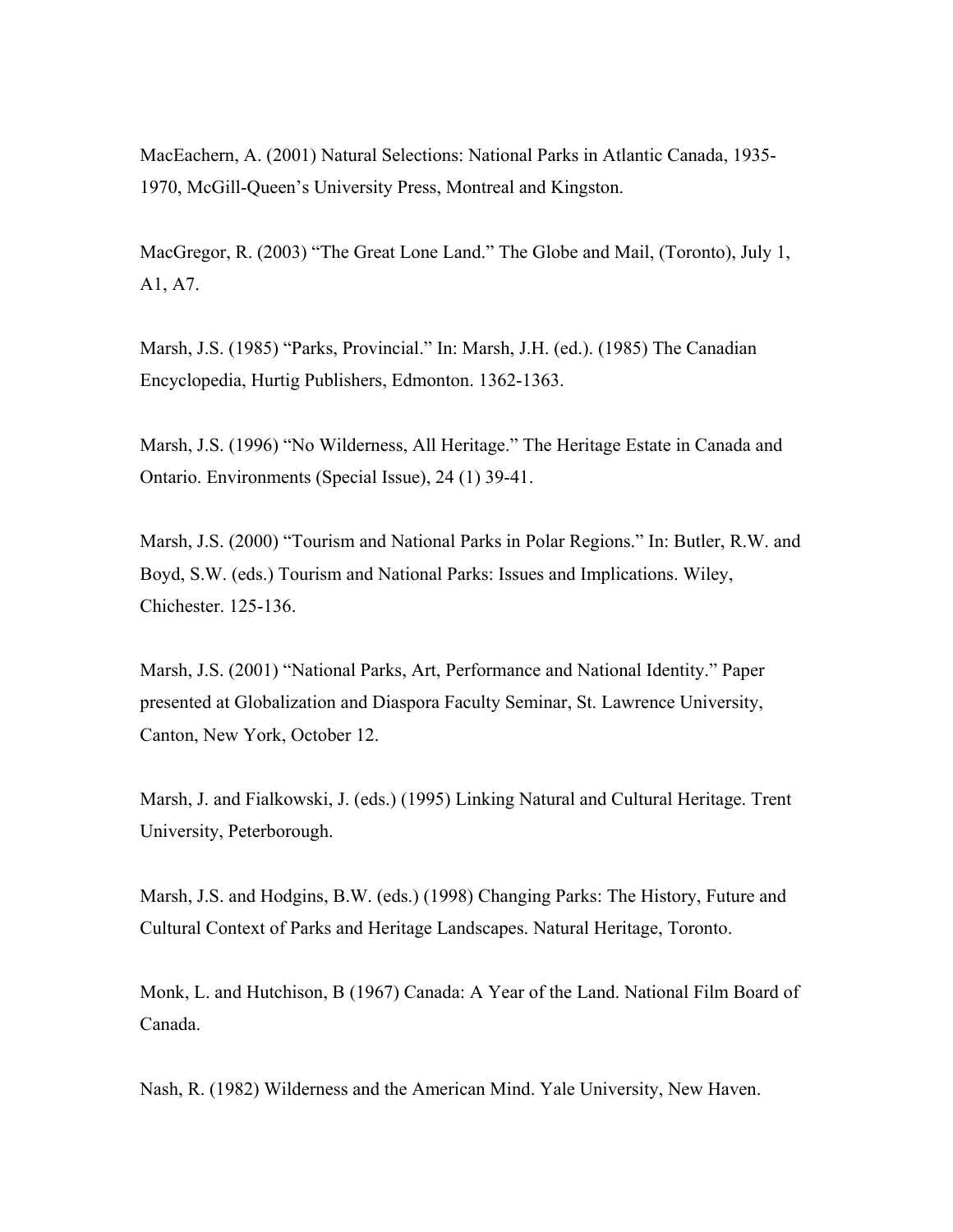MacEachern, A. (2001) Natural Selections: National Parks in Atlantic Canada, 1935-1970, McGill-Queen's University Press, Montreal and Kingston.

MacGregor, R. (2003) "The Great Lone Land." The Globe and Mail, (Toronto), July 1, A1, A7.

Marsh, J.S. (1985) "Parks, Provincial." In: Marsh, J.H. (ed.). (1985) The Canadian Encyclopedia, Hurtig Publishers, Edmonton. 1362-1363.

Marsh, J.S. (1996) "No Wilderness, All Heritage." The Heritage Estate in Canada and Ontario. Environments (Special Issue), 24 (1) 39-41.

Marsh, J.S. (2000) "Tourism and National Parks in Polar Regions." In: Butler, R.W. and Boyd, S.W. (eds.) Tourism and National Parks: Issues and Implications. Wiley, Chichester. 125-136.

Marsh, J.S. (2001) "National Parks, Art, Performance and National Identity." Paper presented at Globalization and Diaspora Faculty Seminar, St. Lawrence University, Canton, New York, October 12.

Marsh, J. and Fialkowski, J. (eds.) (1995) Linking Natural and Cultural Heritage. Trent University, Peterborough.

Marsh, J.S. and Hodgins, B.W. (eds.) (1998) Changing Parks: The History, Future and Cultural Context of Parks and Heritage Landscapes. Natural Heritage, Toronto.

Monk, L. and Hutchison, B (1967) Canada: A Year of the Land. National Film Board of Canada.

Nash, R. (1982) Wilderness and the American Mind. Yale University, New Haven.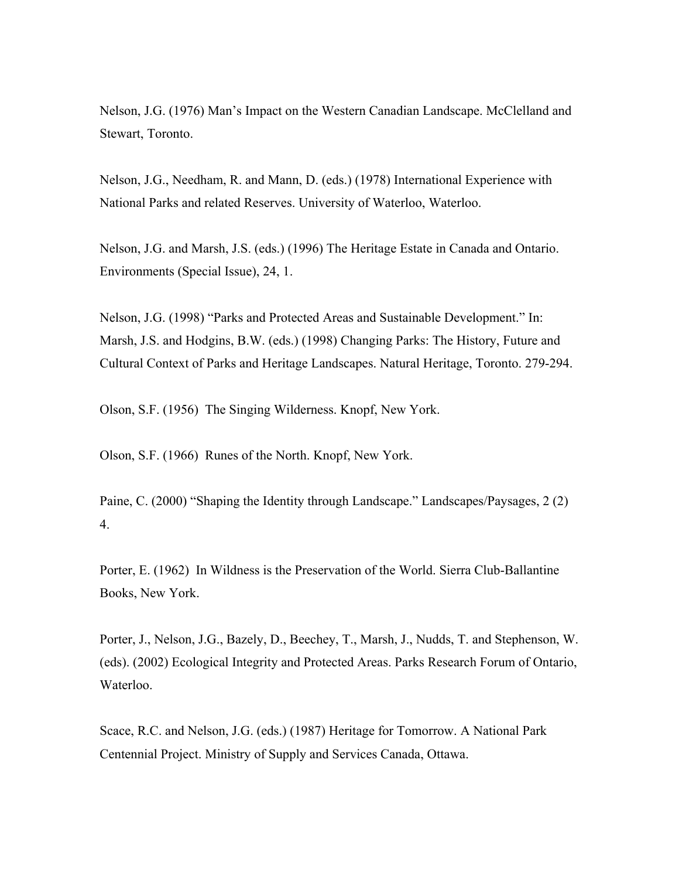Nelson, J.G. (1976) Man's Impact on the Western Canadian Landscape. McClelland and Stewart, Toronto.

Nelson, J.G., Needham, R. and Mann, D. (eds.) (1978) International Experience with National Parks and related Reserves. University of Waterloo, Waterloo.

Nelson, J.G. and Marsh, J.S. (eds.) (1996) The Heritage Estate in Canada and Ontario. Environments (Special Issue), 24, 1.

Nelson, J.G. (1998) "Parks and Protected Areas and Sustainable Development." In: Marsh, J.S. and Hodgins, B.W. (eds.) (1998) Changing Parks: The History, Future and Cultural Context of Parks and Heritage Landscapes. Natural Heritage, Toronto. 279-294.

Olson, S.F. (1956) The Singing Wilderness. Knopf, New York.

Olson, S.F. (1966) Runes of the North. Knopf, New York.

Paine, C. (2000) "Shaping the Identity through Landscape." Landscapes/Paysages, 2 (2) 4.

Porter, E. (1962) In Wildness is the Preservation of the World. Sierra Club-Ballantine Books, New York.

Porter, J., Nelson, J.G., Bazely, D., Beechey, T., Marsh, J., Nudds, T. and Stephenson, W. (eds). (2002) Ecological Integrity and Protected Areas. Parks Research Forum of Ontario, Waterloo.

Scace, R.C. and Nelson, J.G. (eds.) (1987) Heritage for Tomorrow. A National Park Centennial Project. Ministry of Supply and Services Canada, Ottawa.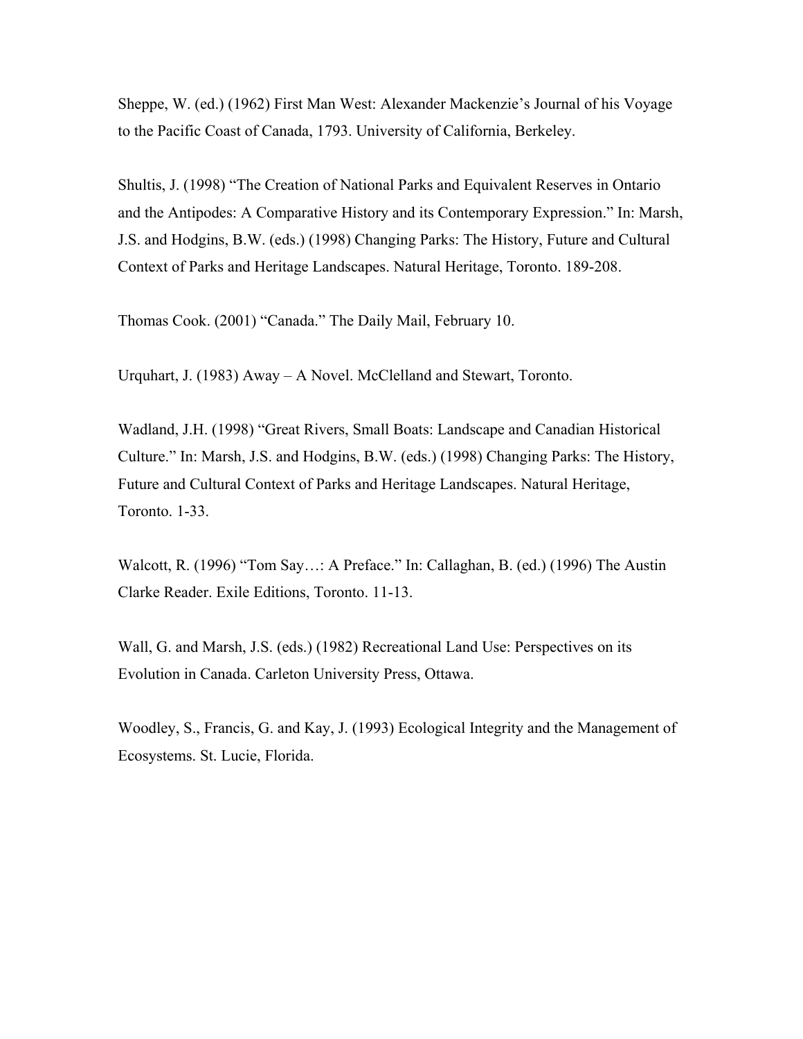Sheppe, W. (ed.) (1962) First Man West: Alexander Mackenzie's Journal of his Voyage to the Pacific Coast of Canada, 1793. University of California, Berkeley.

Shultis, J. (1998) "The Creation of National Parks and Equivalent Reserves in Ontario and the Antipodes: A Comparative History and its Contemporary Expression." In: Marsh, J.S. and Hodgins, B.W. (eds.) (1998) Changing Parks: The History, Future and Cultural Context of Parks and Heritage Landscapes. Natural Heritage, Toronto. 189-208.

Thomas Cook. (2001) "Canada." The Daily Mail, February 10.

Urquhart, J. (1983) Away – A Novel. McClelland and Stewart, Toronto.

Wadland, J.H. (1998) "Great Rivers, Small Boats: Landscape and Canadian Historical Culture." In: Marsh, J.S. and Hodgins, B.W. (eds.) (1998) Changing Parks: The History, Future and Cultural Context of Parks and Heritage Landscapes. Natural Heritage, Toronto. 1-33.

Walcott, R. (1996) "Tom Say…: A Preface." In: Callaghan, B. (ed.) (1996) The Austin Clarke Reader. Exile Editions, Toronto. 11-13.

Wall, G. and Marsh, J.S. (eds.) (1982) Recreational Land Use: Perspectives on its Evolution in Canada. Carleton University Press, Ottawa.

Woodley, S., Francis, G. and Kay, J. (1993) Ecological Integrity and the Management of Ecosystems. St. Lucie, Florida.